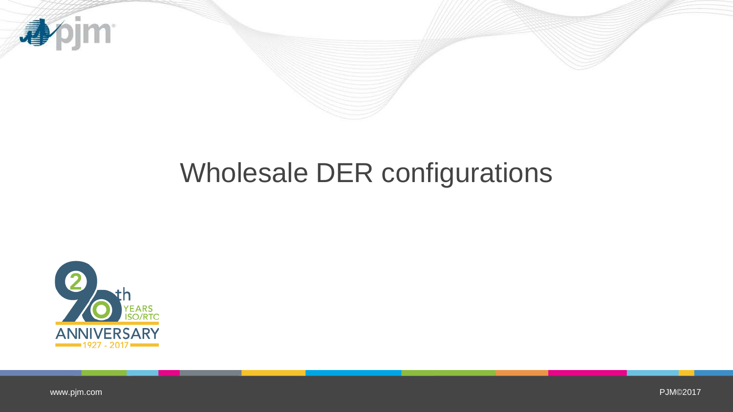# Wholesale DER configurations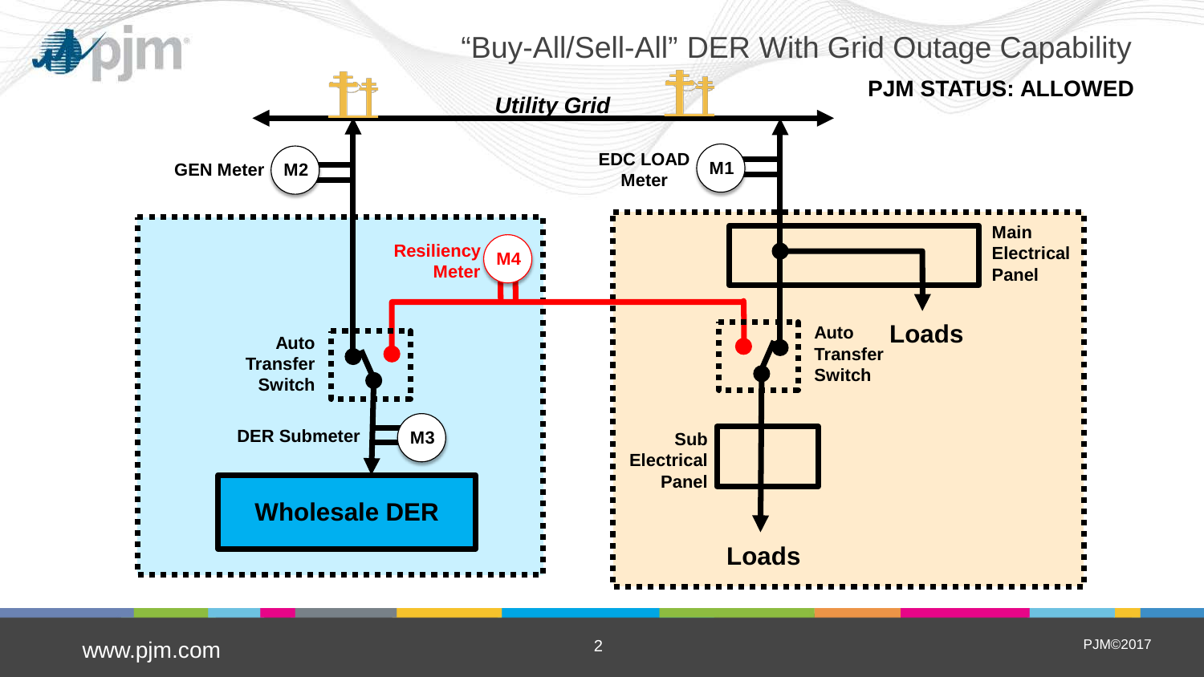# "Buy-All/Sell-All" DER With Grid Outage Capability

**PJM STATUS: ALLOWED**

*Utility Grid*

GEN Meter M2

EDC LOAD Meter M1

Resiliency Meter M4

Auto Transfer Switch

DER Submeter M3

Wholesale DER

Main Electrical Panel

Loads

Auto Transfer Switch

Sub Electrical Panel

Loads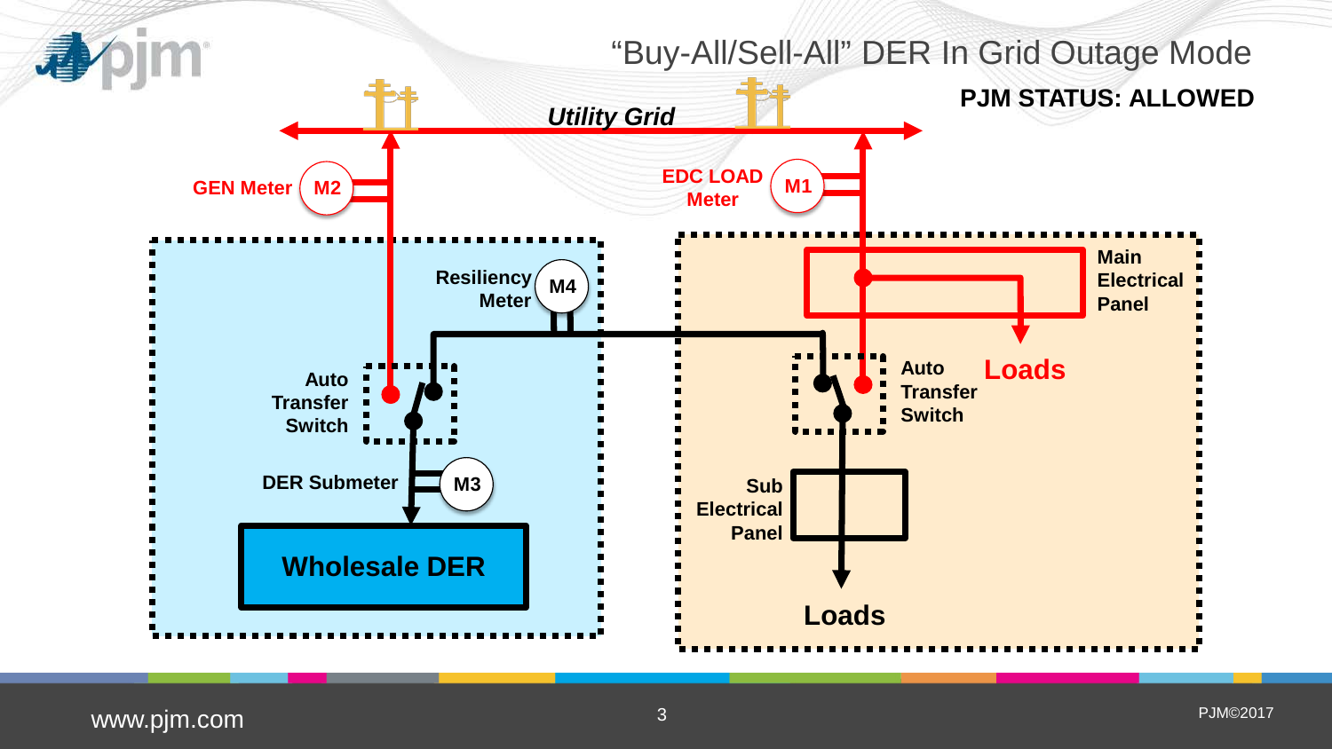# "Buy-All/Sell-All" DER In Grid Outage Mode

**PJM STATUS: ALLOWED**

*Utility Grid*

GEN Meter M2

EDC LOAD Meter M1

Resiliency Meter M4

Auto Transfer Switch

DER Submeter M3

Wholesale DER

Main Electrical Panel

Loads

Auto Transfer Switch

Sub Electrical Panel

Loads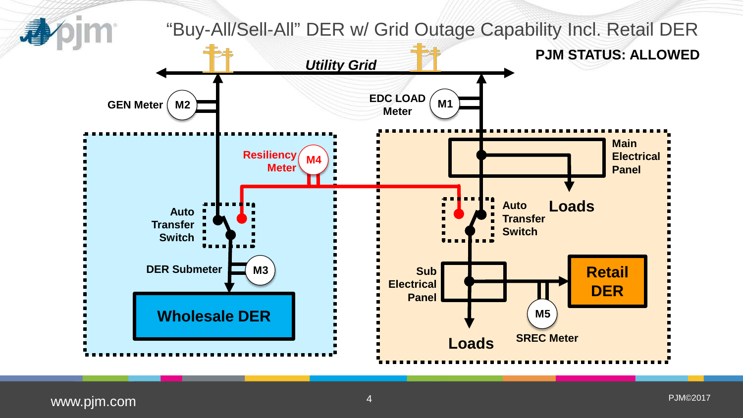# "Buy-All/Sell-All" DER w/ Grid Outage Capability Incl. Retail DER

**PJM STATUS: ALLOWED**

*Utility Grid*

**GEN Meter** M2

**EDC LOAD Meter** M1

**Resiliency Meter** M4

**Auto Transfer Switch**

**DER Submeter** M3

**Wholesale DER**

**Main Electrical Panel**

**Loads**

**Auto Transfer Switch**

**Sub Electrical Panel**

**Retail DER**

M5

**SREC Meter**

**Loads**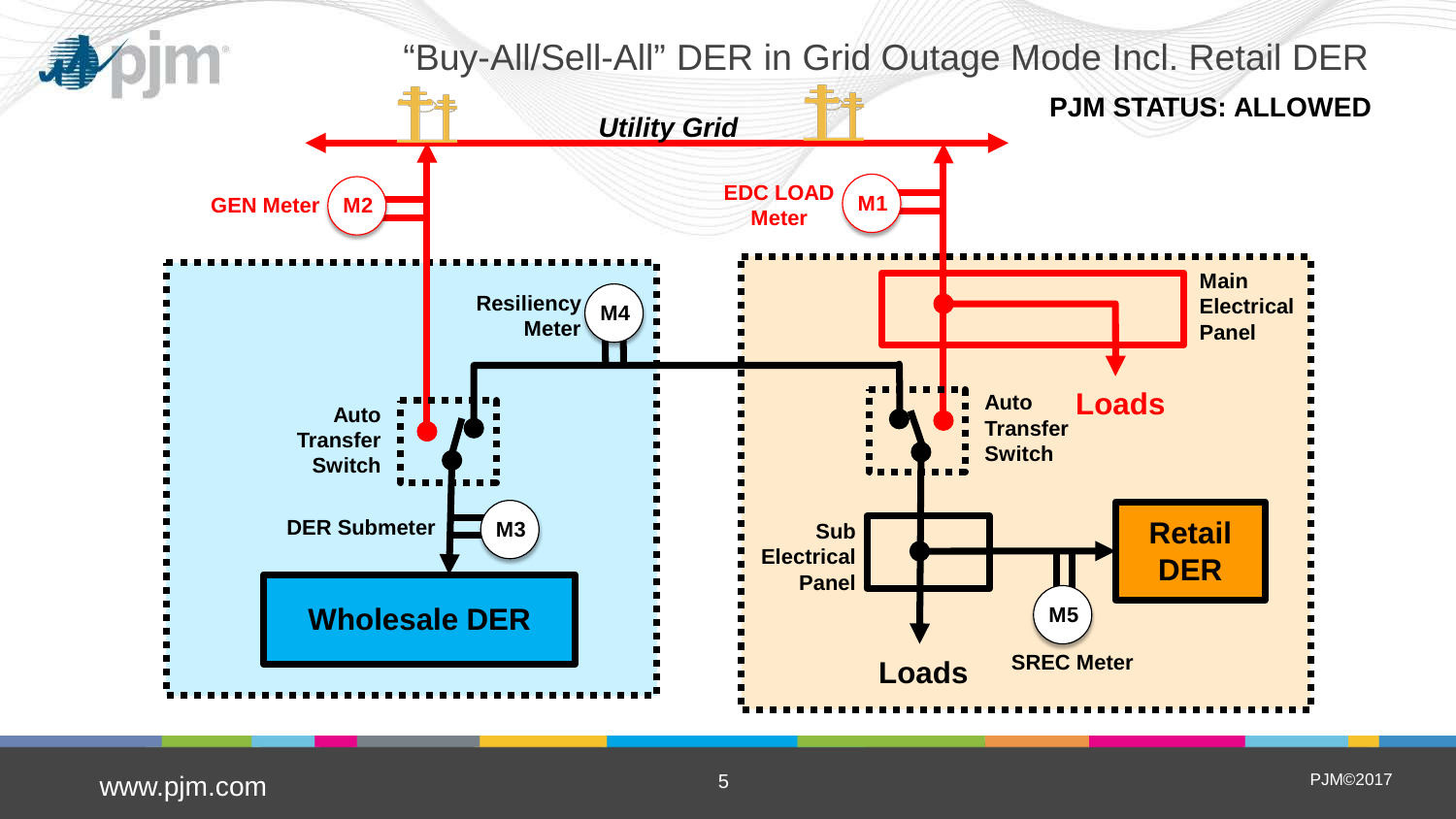# "Buy-All/Sell-All" DER in Grid Outage Mode Incl. Retail DER

**PJM STATUS: ALLOWED**

*Utility Grid*

GEN Meter M2

EDC LOAD Meter M1

Resiliency Meter M4

Auto Transfer Switch

DER Submeter M3

Wholesale DER

Main Electrical Panel

Loads

Auto Transfer Switch

Sub Electrical Panel

Retail DER

M5 SREC Meter

Loads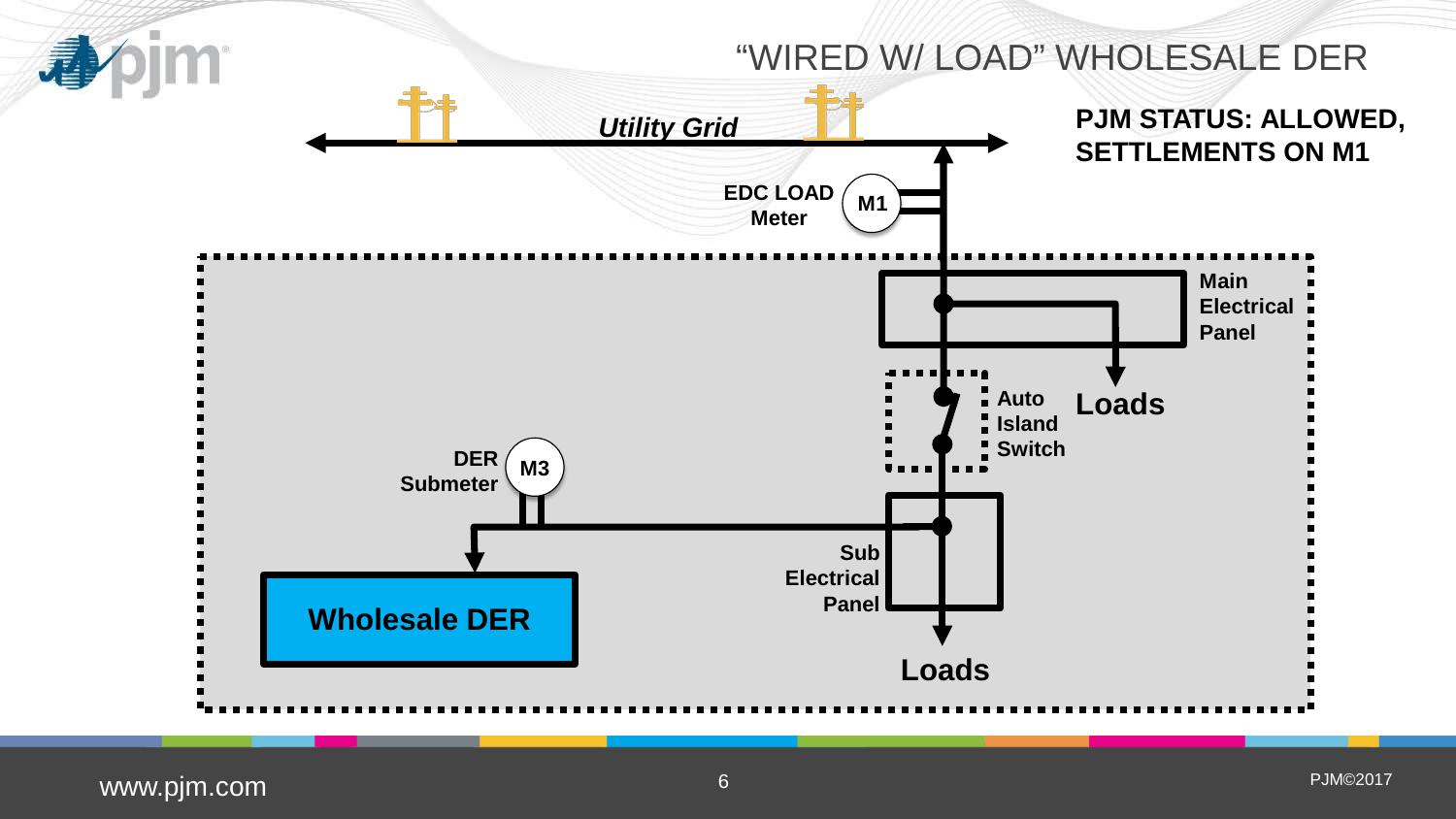# "WIRED W/ LOAD" WHOLESALE DER

**PJM STATUS: ALLOWED, SETTLEMENTS ON M1**

*Utility Grid*

**EDC LOAD Meter** **M1**

**Main Electrical Panel**

**Loads**

**Auto Island Switch**

**DER Submeter** **M3**

**Sub Electrical Panel**

**Wholesale DER**

**Loads**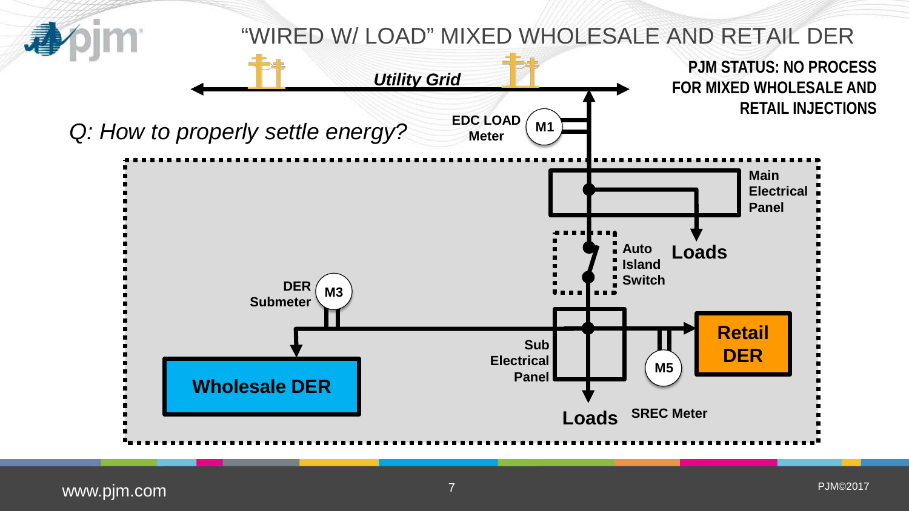# "WIRED W/ LOAD" MIXED WHOLESALE AND RETAIL DER

**PJM STATUS: NO PROCESS FOR MIXED WHOLESALE AND RETAIL INJECTIONS**

*Q: How to properly settle energy?*

*Utility Grid*

**EDC LOAD Meter** **M1**

**Main Electrical Panel**

**Loads**

**Auto Island Switch**

**DER Submeter** **M3**

**Sub Electrical Panel**

**Retail DER**

**M5**

**Wholesale DER**

**Loads**

**SREC Meter**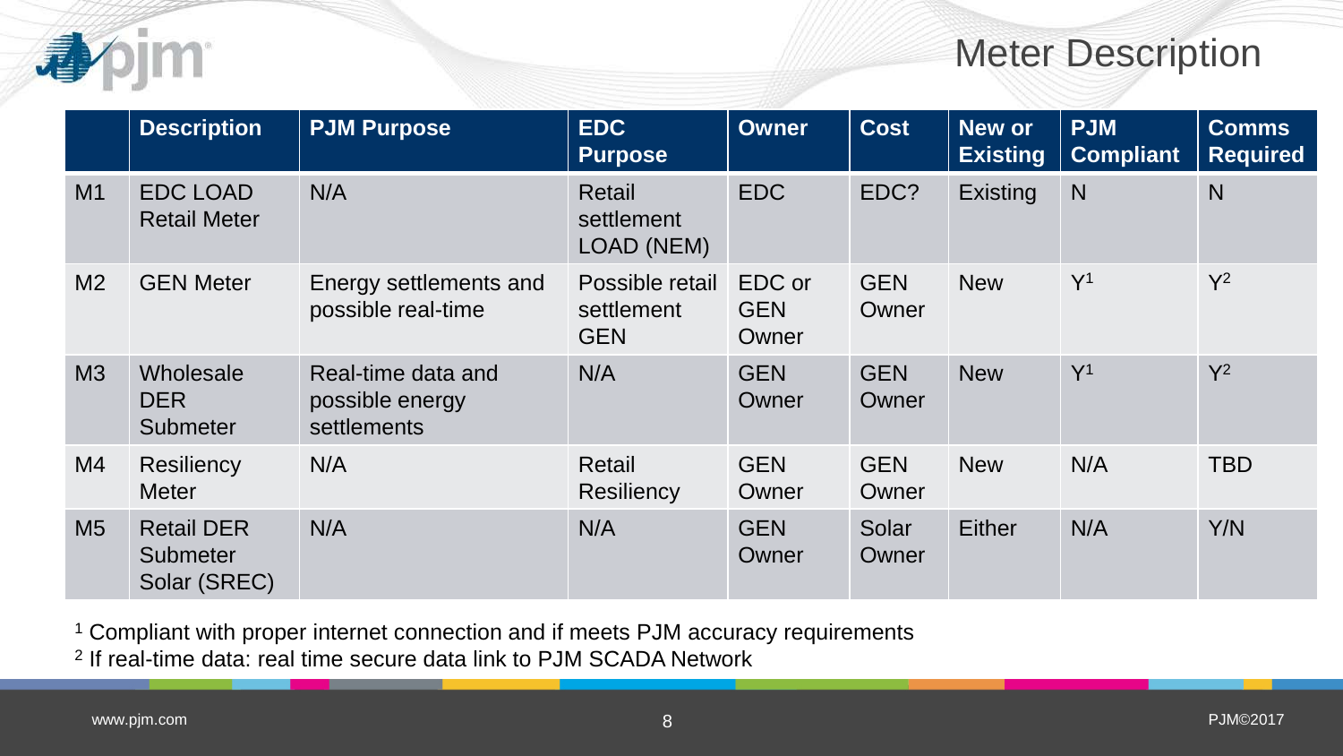# Meter Description

| | Description | PJM Purpose | EDC Purpose | Owner | Cost | New or Existing | PJM Compliant | Comms Required |
|---|---|---|---|---|---|---|---|---|
| M1 | EDC LOAD Retail Meter | N/A | Retail settlement LOAD (NEM) | EDC | EDC? | Existing | N | N |
| M2 | GEN Meter | Energy settlements and possible real-time | Possible retail settlement GEN | EDC or GEN Owner | GEN Owner | New | Y[1] | Y[2] |
| M3 | Wholesale DER Submeter | Real-time data and possible energy settlements | N/A | GEN Owner | GEN Owner | New | Y[1] | Y[2] |
| M4 | Resiliency Meter | N/A | Retail Resiliency | GEN Owner | GEN Owner | New | N/A | TBD |
| M5 | Retail DER Submeter Solar (SREC) | N/A | N/A | GEN Owner | Solar Owner | Either | N/A | Y/N |

[1] Compliant with proper internet connection and if meets PJM accuracy requirements

[2] If real-time data: real time secure data link to PJM SCADA Network